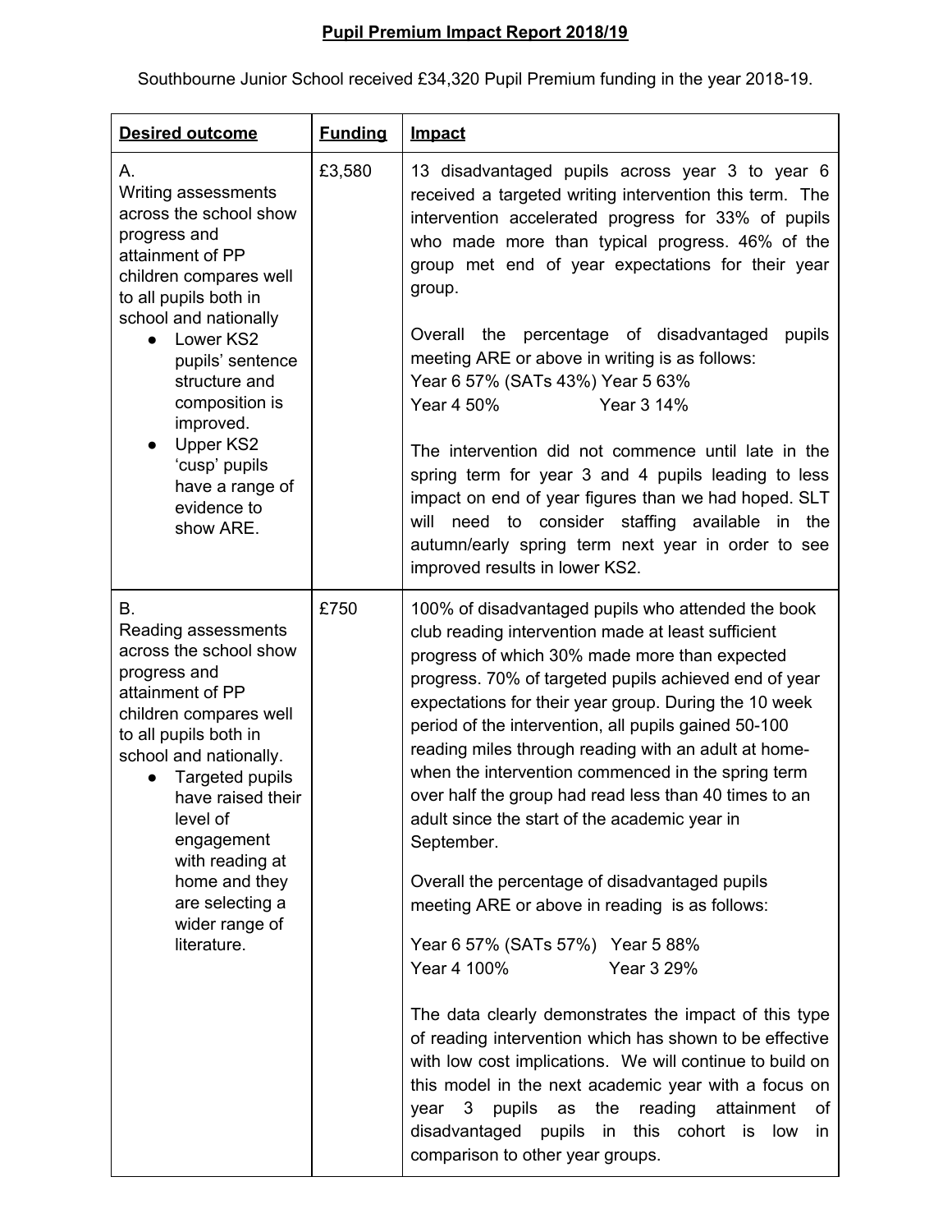# Pupil Premium Impact Report 2018/19

Southbourne Junior School received £34,320 Pupil Premium funding in the year 2018-19.

| Desired outcome | Funding | Impact |
|---|---|---|
| A.<br>Writing assessments across the school show progress and attainment of PP children compares well to all pupils both in school and nationally<br>• Lower KS2 pupils' sentence structure and composition is improved.<br>• Upper KS2 'cusp' pupils have a range of evidence to show ARE. | £3,580 | 13 disadvantaged pupils across year 3 to year 6 received a targeted writing intervention this term. The intervention accelerated progress for 33% of pupils who made more than typical progress. 46% of the group met end of year expectations for their year group.<br><br>Overall the percentage of disadvantaged pupils meeting ARE or above in writing is as follows:<br>Year 6 57% (SATs 43%) Year 5 63%<br>Year 4 50% Year 3 14%<br><br>The intervention did not commence until late in the spring term for year 3 and 4 pupils leading to less impact on end of year figures than we had hoped. SLT will need to consider staffing available in the autumn/early spring term next year in order to see improved results in lower KS2. |
| B.<br>Reading assessments across the school show progress and attainment of PP children compares well to all pupils both in school and nationally.<br>• Targeted pupils have raised their level of engagement with reading at home and they are selecting a wider range of literature. | £750 | 100% of disadvantaged pupils who attended the book club reading intervention made at least sufficient progress of which 30% made more than expected progress. 70% of targeted pupils achieved end of year expectations for their year group. During the 10 week period of the intervention, all pupils gained 50-100 reading miles through reading with an adult at home- when the intervention commenced in the spring term over half the group had read less than 40 times to an adult since the start of the academic year in September.<br><br>Overall the percentage of disadvantaged pupils meeting ARE or above in reading is as follows:<br><br>Year 6 57% (SATs 57%) Year 5 88%<br>Year 4 100% Year 3 29%<br><br>The data clearly demonstrates the impact of this type of reading intervention which has shown to be effective with low cost implications. We will continue to build on this model in the next academic year with a focus on year 3 pupils as the reading attainment of disadvantaged pupils in this cohort is low in comparison to other year groups. |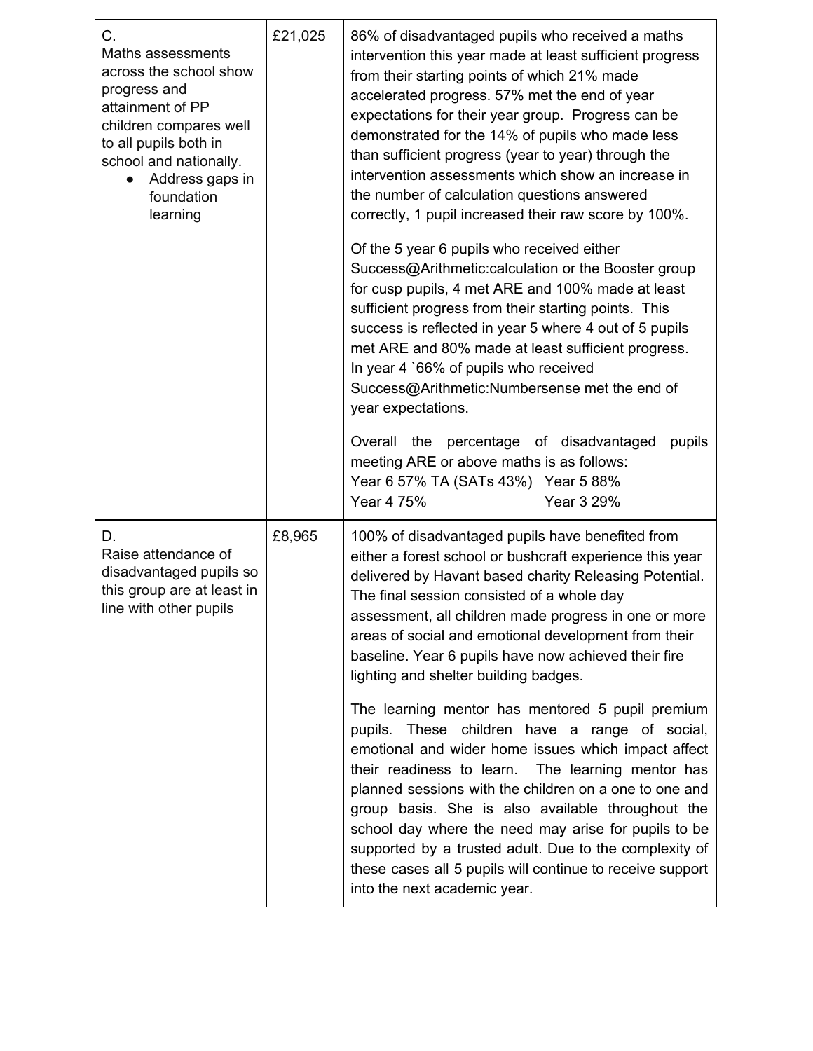| | | |
|---|---|---|
| C.<br>Maths assessments across the school show progress and attainment of PP children compares well to all pupils both in school and nationally.<br>• Address gaps in foundation learning | £21,025 | 86% of disadvantaged pupils who received a maths intervention this year made at least sufficient progress from their starting points of which 21% made accelerated progress. 57% met the end of year expectations for their year group. Progress can be demonstrated for the 14% of pupils who made less than sufficient progress (year to year) through the intervention assessments which show an increase in the number of calculation questions answered correctly, 1 pupil increased their raw score by 100%.<br><br>Of the 5 year 6 pupils who received either Success@Arithmetic:calculation or the Booster group for cusp pupils, 4 met ARE and 100% made at least sufficient progress from their starting points. This success is reflected in year 5 where 4 out of 5 pupils met ARE and 80% made at least sufficient progress. In year 4 `66% of pupils who received Success@Arithmetic:Numbersense met the end of year expectations.<br><br>Overall the percentage of disadvantaged pupils meeting ARE or above maths is as follows:<br>Year 6 57% TA (SATs 43%) Year 5 88%<br>Year 4 75% Year 3 29% |
| D.<br>Raise attendance of disadvantaged pupils so this group are at least in line with other pupils | £8,965 | 100% of disadvantaged pupils have benefited from either a forest school or bushcraft experience this year delivered by Havant based charity Releasing Potential. The final session consisted of a whole day assessment, all children made progress in one or more areas of social and emotional development from their baseline. Year 6 pupils have now achieved their fire lighting and shelter building badges.<br><br>The learning mentor has mentored 5 pupil premium pupils. These children have a range of social, emotional and wider home issues which impact affect their readiness to learn. The learning mentor has planned sessions with the children on a one to one and group basis. She is also available throughout the school day where the need may arise for pupils to be supported by a trusted adult. Due to the complexity of these cases all 5 pupils will continue to receive support into the next academic year. |